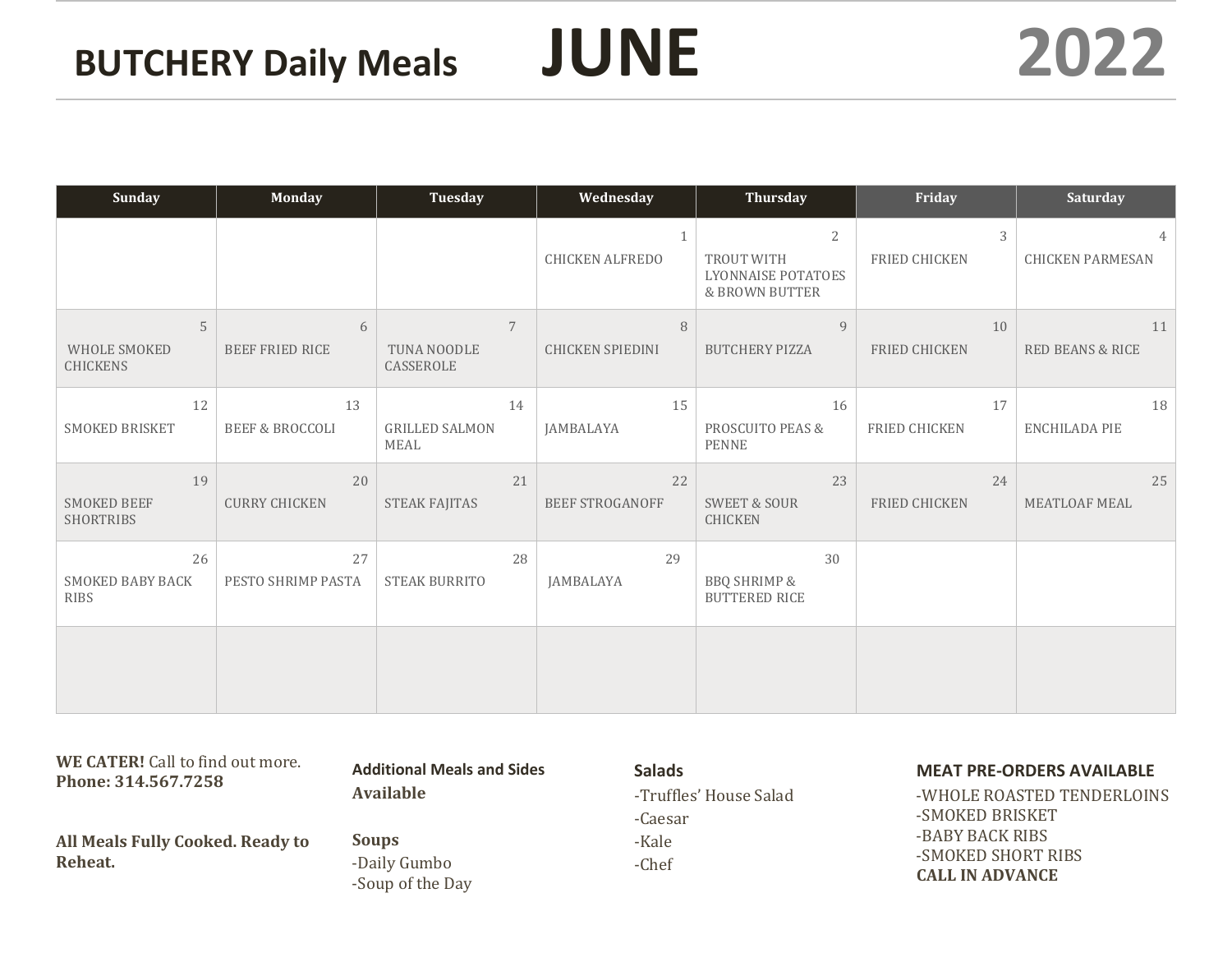# BUTCHERY Daily Meals JUNE 2022

| Sunday | Monday | Tuesday | Wednesday | Thursday | Friday | Saturday |
|---|---|---|---|---|---|---|
| | | | 1 CHICKEN ALFREDO | 2 TROUT WITH LYONNAISE POTATOES & BROWN BUTTER | 3 FRIED CHICKEN | 4 CHICKEN PARMESAN |
| 5 WHOLE SMOKED CHICKENS | 6 BEEF FRIED RICE | 7 TUNA NOODLE CASSEROLE | 8 CHICKEN SPIEDINI | 9 BUTCHERY PIZZA | 10 FRIED CHICKEN | 11 RED BEANS & RICE |
| 12 SMOKED BRISKET | 13 BEEF & BROCCOLI | 14 GRILLED SALMON MEAL | 15 JAMBALAYA | 16 PROSCUITO PEAS & PENNE | 17 FRIED CHICKEN | 18 ENCHILADA PIE |
| 19 SMOKED BEEF SHORTRIBS | 20 CURRY CHICKEN | 21 STEAK FAJITAS | 22 BEEF STROGANOFF | 23 SWEET & SOUR CHICKEN | 24 FRIED CHICKEN | 25 MEATLOAF MEAL |
| 26 SMOKED BABY BACK RIBS | 27 PESTO SHRIMP PASTA | 28 STEAK BURRITO | 29 JAMBALAYA | 30 BBQ SHRIMP & BUTTERED RICE | | |
| | | | | | | |

**WE CATER!** Call to find out more.
**Phone: 314.567.7258**

**All Meals Fully Cooked. Ready to Reheat.**

**Additional Meals and Sides Available**

**Soups**
- Daily Gumbo
- Soup of the Day

**Salads**
- Truffles' House Salad
- Caesar
- Kale
- Chef

**MEAT PRE-ORDERS AVAILABLE**
- WHOLE ROASTED TENDERLOINS
- SMOKED BRISKET
- BABY BACK RIBS
- SMOKED SHORT RIBS

**CALL IN ADVANCE**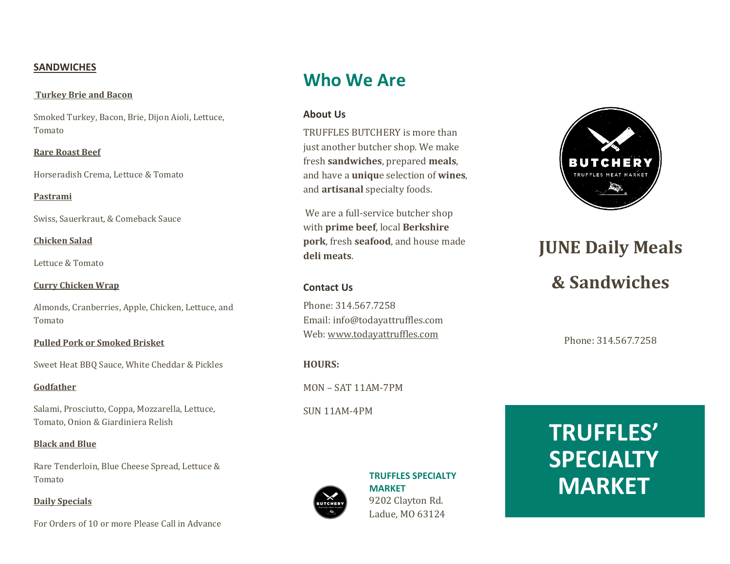## SANDWICHES

**Turkey Brie and Bacon**

Smoked Turkey, Bacon, Brie, Dijon Aioli, Lettuce, Tomato

**Rare Roast Beef**

Horseradish Crema, Lettuce & Tomato

**Pastrami**

Swiss, Sauerkraut, & Comeback Sauce

**Chicken Salad**

Lettuce & Tomato

**Curry Chicken Wrap**

Almonds, Cranberries, Apple, Chicken, Lettuce, and Tomato

**Pulled Pork or Smoked Brisket**

Sweet Heat BBQ Sauce, White Cheddar & Pickles

**Godfather**

Salami, Prosciutto, Coppa, Mozzarella, Lettuce, Tomato, Onion & Giardiniera Relish

**Black and Blue**

Rare Tenderloin, Blue Cheese Spread, Lettuce & Tomato

**Daily Specials**

For Orders of 10 or more Please Call in Advance

# Who We Are

### About Us

TRUFFLES BUTCHERY is more than just another butcher shop. We make fresh **sandwiches**, prepared **meals**, and have a **uniqu**e selection of **wines**, and **artisanal** specialty foods.

We are a full-service butcher shop with **prime beef**, local **Berkshire pork**, fresh **seafood**, and house made **deli meats**.

### Contact Us

Phone: 314.567.7258
Email: info@todayattruffles.com
Web: www.todayattruffles.com

**HOURS:**

MON – SAT 11AM-7PM

SUN 11AM-4PM

**TRUFFLES SPECIALTY MARKET**
9202 Clayton Rd.
Ladue, MO 63124

BUTCHERY
TRUFFLES MEAT MARKET

# JUNE Daily Meals & Sandwiches

Phone: 314.567.7258

# TRUFFLES' SPECIALTY MARKET